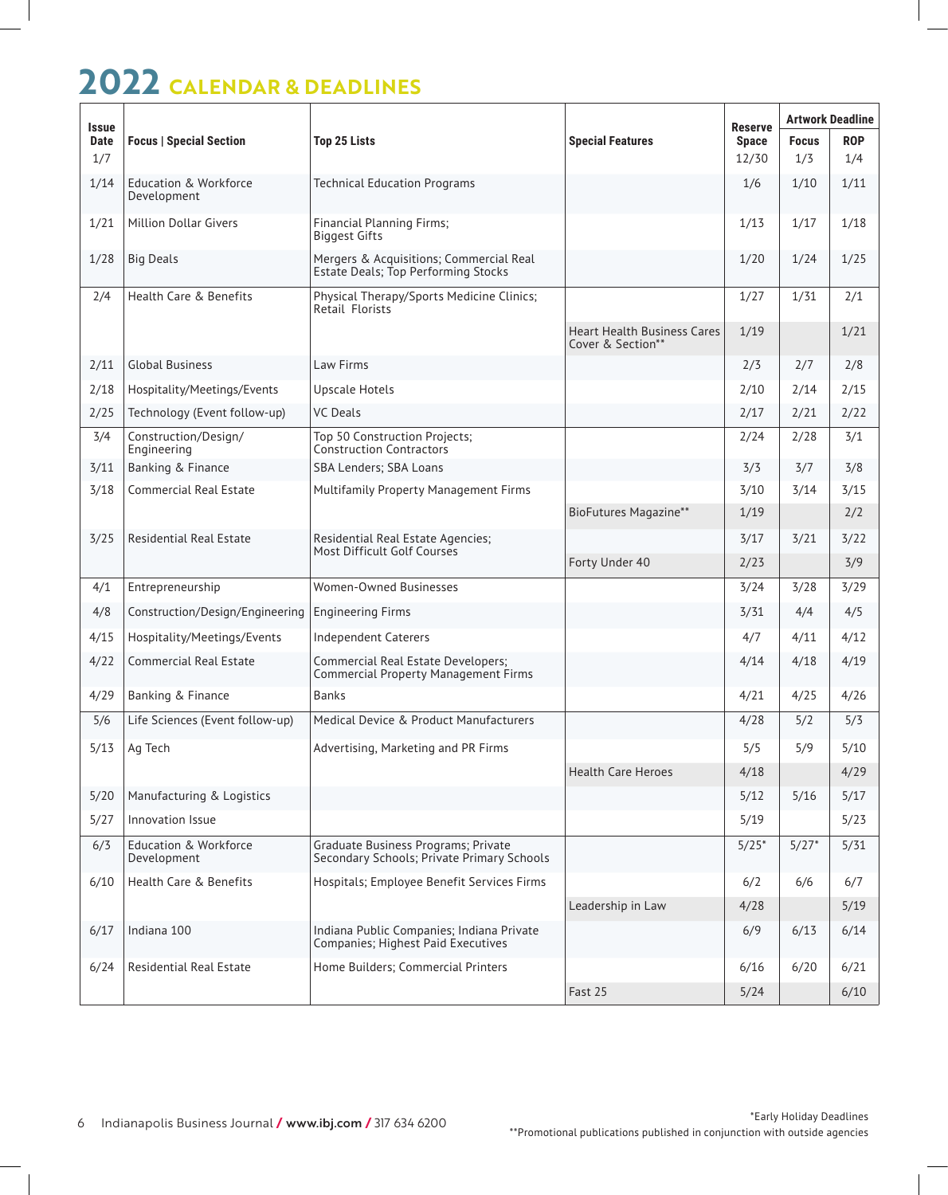# 2022 CALENDAR & DEADLINES

| Issue Date | Focus \| Special Section | Top 25 Lists | Special Features | Reserve Space | Artwork Deadline | |
|---|---|---|---|---|---|---|
| | | | | | Focus | ROP |
| 1/7 | | | | 12/30 | 1/3 | 1/4 |
| 1/14 | Education & Workforce Development | Technical Education Programs | | 1/6 | 1/10 | 1/11 |
| 1/21 | Million Dollar Givers | Financial Planning Firms; Biggest Gifts | | 1/13 | 1/17 | 1/18 |
| 1/28 | Big Deals | Mergers & Acquisitions; Commercial Real Estate Deals; Top Performing Stocks | | 1/20 | 1/24 | 1/25 |
| 2/4 | Health Care & Benefits | Physical Therapy/Sports Medicine Clinics; Retail Florists | | 1/27 | 1/31 | 2/1 |
| | | | Heart Health Business Cares Cover & Section** | 1/19 | | 1/21 |
| 2/11 | Global Business | Law Firms | | 2/3 | 2/7 | 2/8 |
| 2/18 | Hospitality/Meetings/Events | Upscale Hotels | | 2/10 | 2/14 | 2/15 |
| 2/25 | Technology (Event follow-up) | VC Deals | | 2/17 | 2/21 | 2/22 |
| 3/4 | Construction/Design/ Engineering | Top 50 Construction Projects; Construction Contractors | | 2/24 | 2/28 | 3/1 |
| 3/11 | Banking & Finance | SBA Lenders; SBA Loans | | 3/3 | 3/7 | 3/8 |
| 3/18 | Commercial Real Estate | Multifamily Property Management Firms | | 3/10 | 3/14 | 3/15 |
| | | | BioFutures Magazine** | 1/19 | | 2/2 |
| 3/25 | Residential Real Estate | Residential Real Estate Agencies; Most Difficult Golf Courses | | 3/17 | 3/21 | 3/22 |
| | | | Forty Under 40 | 2/23 | | 3/9 |
| 4/1 | Entrepreneurship | Women-Owned Businesses | | 3/24 | 3/28 | 3/29 |
| 4/8 | Construction/Design/Engineering | Engineering Firms | | 3/31 | 4/4 | 4/5 |
| 4/15 | Hospitality/Meetings/Events | Independent Caterers | | 4/7 | 4/11 | 4/12 |
| 4/22 | Commercial Real Estate | Commercial Real Estate Developers; Commercial Property Management Firms | | 4/14 | 4/18 | 4/19 |
| 4/29 | Banking & Finance | Banks | | 4/21 | 4/25 | 4/26 |
| 5/6 | Life Sciences (Event follow-up) | Medical Device & Product Manufacturers | | 4/28 | 5/2 | 5/3 |
| 5/13 | Ag Tech | Advertising, Marketing and PR Firms | | 5/5 | 5/9 | 5/10 |
| | | | Health Care Heroes | 4/18 | | 4/29 |
| 5/20 | Manufacturing & Logistics | | | 5/12 | 5/16 | 5/17 |
| 5/27 | Innovation Issue | | | 5/19 | | 5/23 |
| 6/3 | Education & Workforce Development | Graduate Business Programs; Private Secondary Schools; Private Primary Schools | | 5/25* | 5/27* | 5/31 |
| 6/10 | Health Care & Benefits | Hospitals; Employee Benefit Services Firms | | 6/2 | 6/6 | 6/7 |
| | | | Leadership in Law | 4/28 | | 5/19 |
| 6/17 | Indiana 100 | Indiana Public Companies; Indiana Private Companies; Highest Paid Executives | | 6/9 | 6/13 | 6/14 |
| 6/24 | Residential Real Estate | Home Builders; Commercial Printers | | 6/16 | 6/20 | 6/21 |
| | | | Fast 25 | 5/24 | | 6/10 |

*Early Holiday Deadlines

**Promotional publications published in conjunction with outside agencies

Indianapolis Business Journal / www.ibj.com / 317 634 6200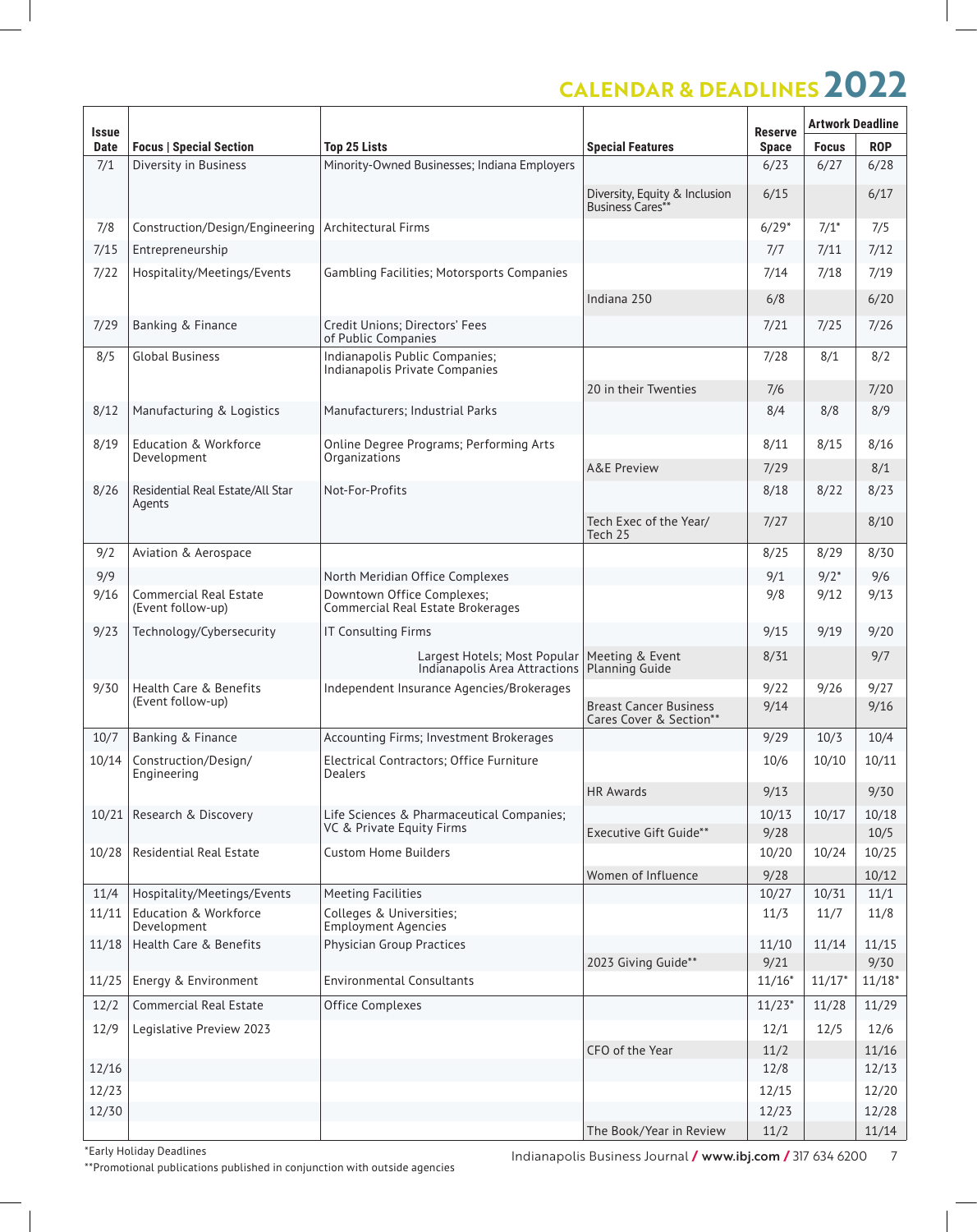# CALENDAR & DEADLINES 2022

| Issue Date | Focus \| Special Section | Top 25 Lists | Special Features | Reserve Space | Artwork Deadline Focus | Artwork Deadline ROP |
|---|---|---|---|---|---|---|
| 7/1 | Diversity in Business | Minority-Owned Businesses; Indiana Employers | | 6/23 | 6/27 | 6/28 |
| | | | Diversity, Equity & Inclusion Business Cares** | 6/15 | | 6/17 |
| 7/8 | Construction/Design/Engineering | Architectural Firms | | 6/29* | 7/1* | 7/5 |
| 7/15 | Entrepreneurship | | | 7/7 | 7/11 | 7/12 |
| 7/22 | Hospitality/Meetings/Events | Gambling Facilities; Motorsports Companies | | 7/14 | 7/18 | 7/19 |
| | | | Indiana 250 | 6/8 | | 6/20 |
| 7/29 | Banking & Finance | Credit Unions; Directors' Fees of Public Companies | | 7/21 | 7/25 | 7/26 |
| 8/5 | Global Business | Indianapolis Public Companies; Indianapolis Private Companies | | 7/28 | 8/1 | 8/2 |
| | | | 20 in their Twenties | 7/6 | | 7/20 |
| 8/12 | Manufacturing & Logistics | Manufacturers; Industrial Parks | | 8/4 | 8/8 | 8/9 |
| 8/19 | Education & Workforce Development | Online Degree Programs; Performing Arts Organizations | | 8/11 | 8/15 | 8/16 |
| | | | A&E Preview | 7/29 | | 8/1 |
| 8/26 | Residential Real Estate/All Star Agents | Not-For-Profits | | 8/18 | 8/22 | 8/23 |
| | | | Tech Exec of the Year/ Tech 25 | 7/27 | | 8/10 |
| 9/2 | Aviation & Aerospace | | | 8/25 | 8/29 | 8/30 |
| 9/9 | | North Meridian Office Complexes | | 9/1 | 9/2* | 9/6 |
| 9/16 | Commercial Real Estate (Event follow-up) | Downtown Office Complexes; Commercial Real Estate Brokerages | | 9/8 | 9/12 | 9/13 |
| 9/23 | Technology/Cybersecurity | IT Consulting Firms | | 9/15 | 9/19 | 9/20 |
| | | Largest Hotels; Most Popular Indianapolis Area Attractions | Meeting & Event Planning Guide | 8/31 | | 9/7 |
| 9/30 | Health Care & Benefits (Event follow-up) | Independent Insurance Agencies/Brokerages | | 9/22 | 9/26 | 9/27 |
| | | | Breast Cancer Business Cares Cover & Section** | 9/14 | | 9/16 |
| 10/7 | Banking & Finance | Accounting Firms; Investment Brokerages | | 9/29 | 10/3 | 10/4 |
| 10/14 | Construction/Design/ Engineering | Electrical Contractors; Office Furniture Dealers | | 10/6 | 10/10 | 10/11 |
| | | | HR Awards | 9/13 | | 9/30 |
| 10/21 | Research & Discovery | Life Sciences & Pharmaceutical Companies; VC & Private Equity Firms | | 10/13 | 10/17 | 10/18 |
| | | | Executive Gift Guide** | 9/28 | | 10/5 |
| 10/28 | Residential Real Estate | Custom Home Builders | | 10/20 | 10/24 | 10/25 |
| | | | Women of Influence | 9/28 | | 10/12 |
| 11/4 | Hospitality/Meetings/Events | Meeting Facilities | | 10/27 | 10/31 | 11/1 |
| 11/11 | Education & Workforce Development | Colleges & Universities; Employment Agencies | | 11/3 | 11/7 | 11/8 |
| 11/18 | Health Care & Benefits | Physician Group Practices | | 11/10 | 11/14 | 11/15 |
| | | | 2023 Giving Guide** | 9/21 | | 9/30 |
| 11/25 | Energy & Environment | Environmental Consultants | | 11/16* | 11/17* | 11/18* |
| 12/2 | Commercial Real Estate | Office Complexes | | 11/23* | 11/28 | 11/29 |
| 12/9 | Legislative Preview 2023 | | | 12/1 | 12/5 | 12/6 |
| | | | CFO of the Year | 11/2 | | 11/16 |
| 12/16 | | | | 12/8 | | 12/13 |
| 12/23 | | | | 12/15 | | 12/20 |
| 12/30 | | | | 12/23 | | 12/28 |
| | | | The Book/Year in Review | 11/2 | | 11/14 |

*Early Holiday Deadlines

**Promotional publications published in conjunction with outside agencies

Indianapolis Business Journal / www.ibj.com / 317 634 6200